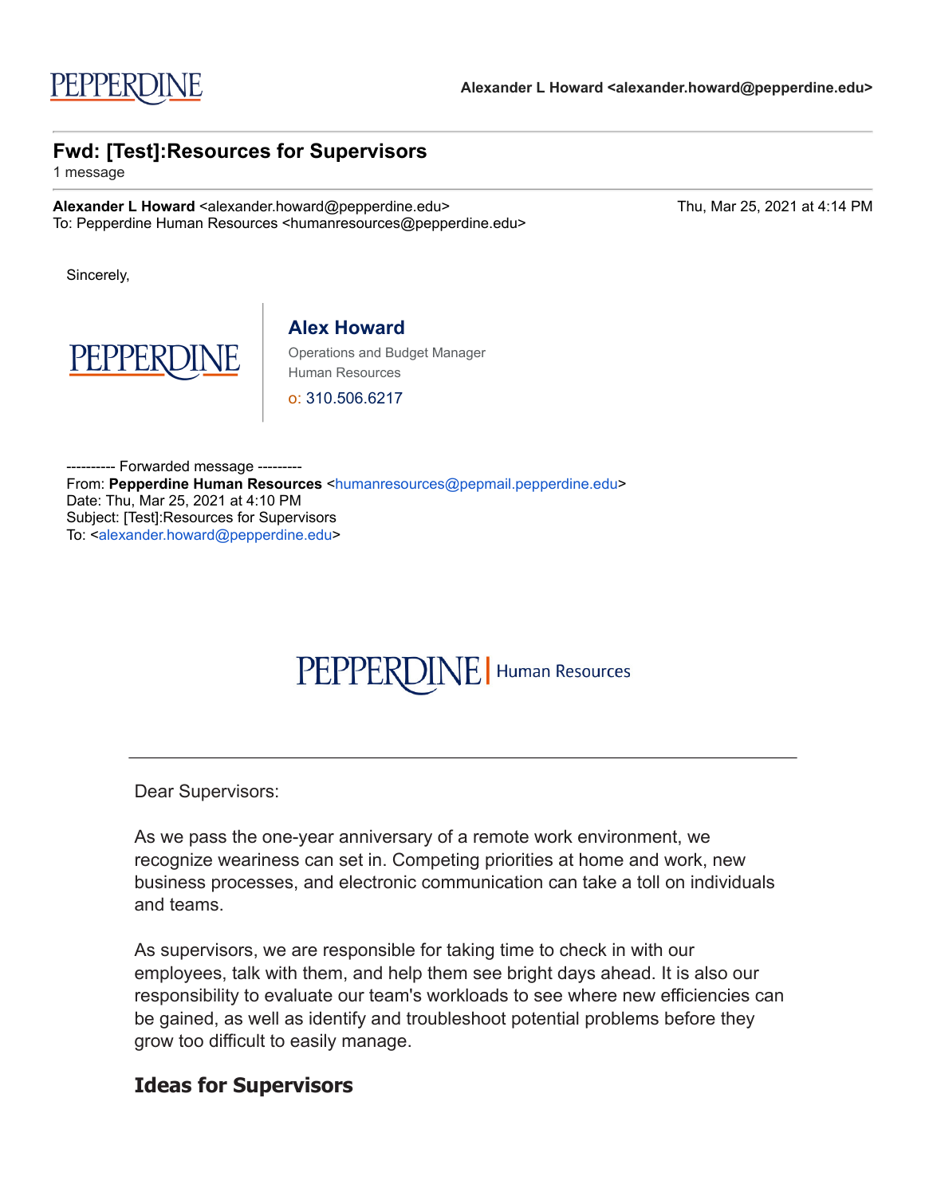Alexander L Howard <alexander.howard@pepperdine.edu>

# Fwd: [Test]:Resources for Supervisors

1 message

**Alexander L Howard** <alexander.howard@pepperdine.edu> Thu, Mar 25, 2021 at 4:14 PM
To: Pepperdine Human Resources <humanresources@pepperdine.edu>

Sincerely,

**Alex Howard**
Operations and Budget Manager
Human Resources
o: 310.506.6217

---------- Forwarded message ---------
From: **Pepperdine Human Resources** <humanresources@pepmail.pepperdine.edu>
Date: Thu, Mar 25, 2021 at 4:10 PM
Subject: [Test]:Resources for Supervisors
To: <alexander.howard@pepperdine.edu>

PEPPERDINE | Human Resources

---

Dear Supervisors:

As we pass the one-year anniversary of a remote work environment, we recognize weariness can set in. Competing priorities at home and work, new business processes, and electronic communication can take a toll on individuals and teams.

As supervisors, we are responsible for taking time to check in with our employees, talk with them, and help them see bright days ahead. It is also our responsibility to evaluate our team's workloads to see where new efficiencies can be gained, as well as identify and troubleshoot potential problems before they grow too difficult to easily manage.

## Ideas for Supervisors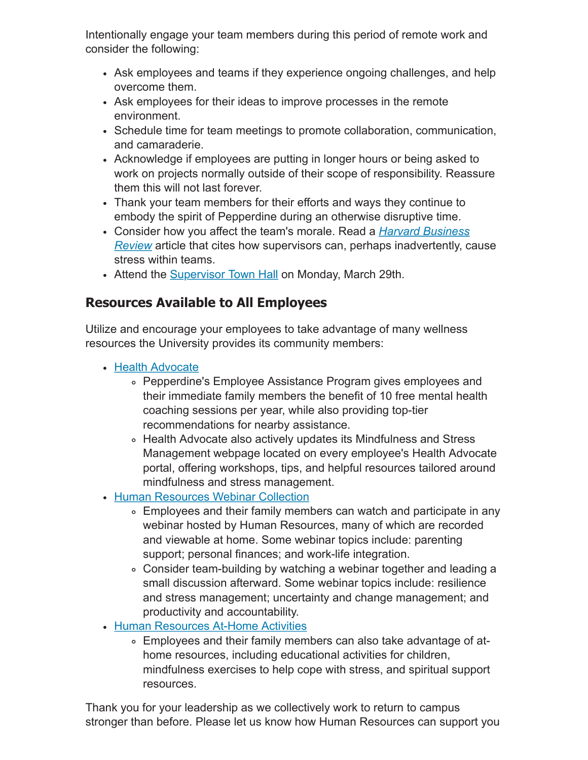Intentionally engage your team members during this period of remote work and consider the following:

- Ask employees and teams if they experience ongoing challenges, and help overcome them.
- Ask employees for their ideas to improve processes in the remote environment.
- Schedule time for team meetings to promote collaboration, communication, and camaraderie.
- Acknowledge if employees are putting in longer hours or being asked to work on projects normally outside of their scope of responsibility. Reassure them this will not last forever.
- Thank your team members for their efforts and ways they continue to embody the spirit of Pepperdine during an otherwise disruptive time.
- Consider how you affect the team's morale. Read a *Harvard Business Review* article that cites how supervisors can, perhaps inadvertently, cause stress within teams.
- Attend the Supervisor Town Hall on Monday, March 29th.

## Resources Available to All Employees

Utilize and encourage your employees to take advantage of many wellness resources the University provides its community members:

- Health Advocate
  - Pepperdine's Employee Assistance Program gives employees and their immediate family members the benefit of 10 free mental health coaching sessions per year, while also providing top-tier recommendations for nearby assistance.
  - Health Advocate also actively updates its Mindfulness and Stress Management webpage located on every employee's Health Advocate portal, offering workshops, tips, and helpful resources tailored around mindfulness and stress management.
- Human Resources Webinar Collection
  - Employees and their family members can watch and participate in any webinar hosted by Human Resources, many of which are recorded and viewable at home. Some webinar topics include: parenting support; personal finances; and work-life integration.
  - Consider team-building by watching a webinar together and leading a small discussion afterward. Some webinar topics include: resilience and stress management; uncertainty and change management; and productivity and accountability.
- Human Resources At-Home Activities
  - Employees and their family members can also take advantage of at-home resources, including educational activities for children, mindfulness exercises to help cope with stress, and spiritual support resources.

Thank you for your leadership as we collectively work to return to campus stronger than before. Please let us know how Human Resources can support you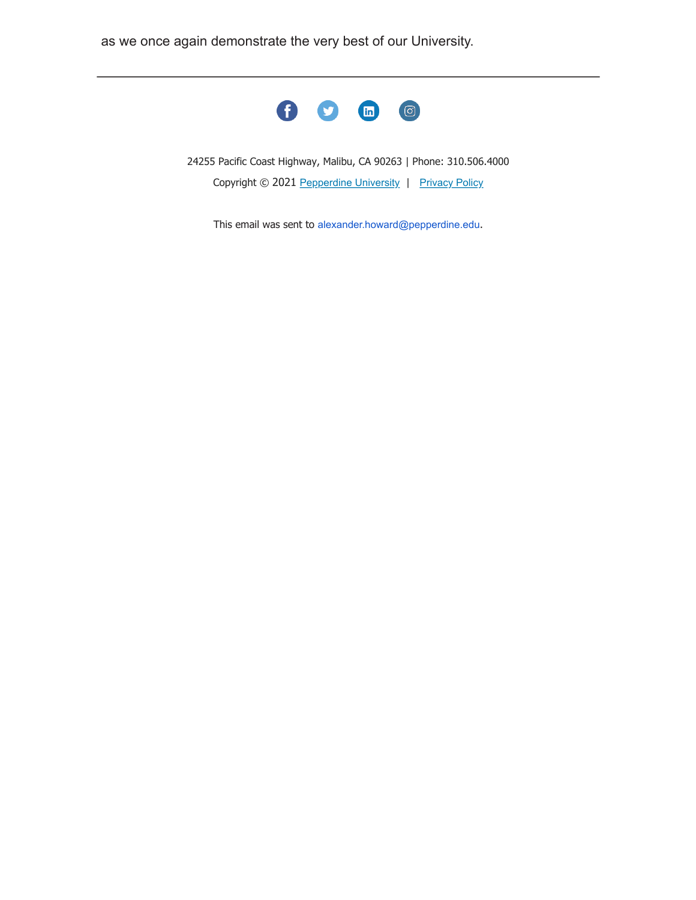as we once again demonstrate the very best of our University.

---

24255 Pacific Coast Highway, Malibu, CA 90263 | Phone: 310.506.4000

Copyright © 2021 Pepperdine University | Privacy Policy

This email was sent to alexander.howard@pepperdine.edu.